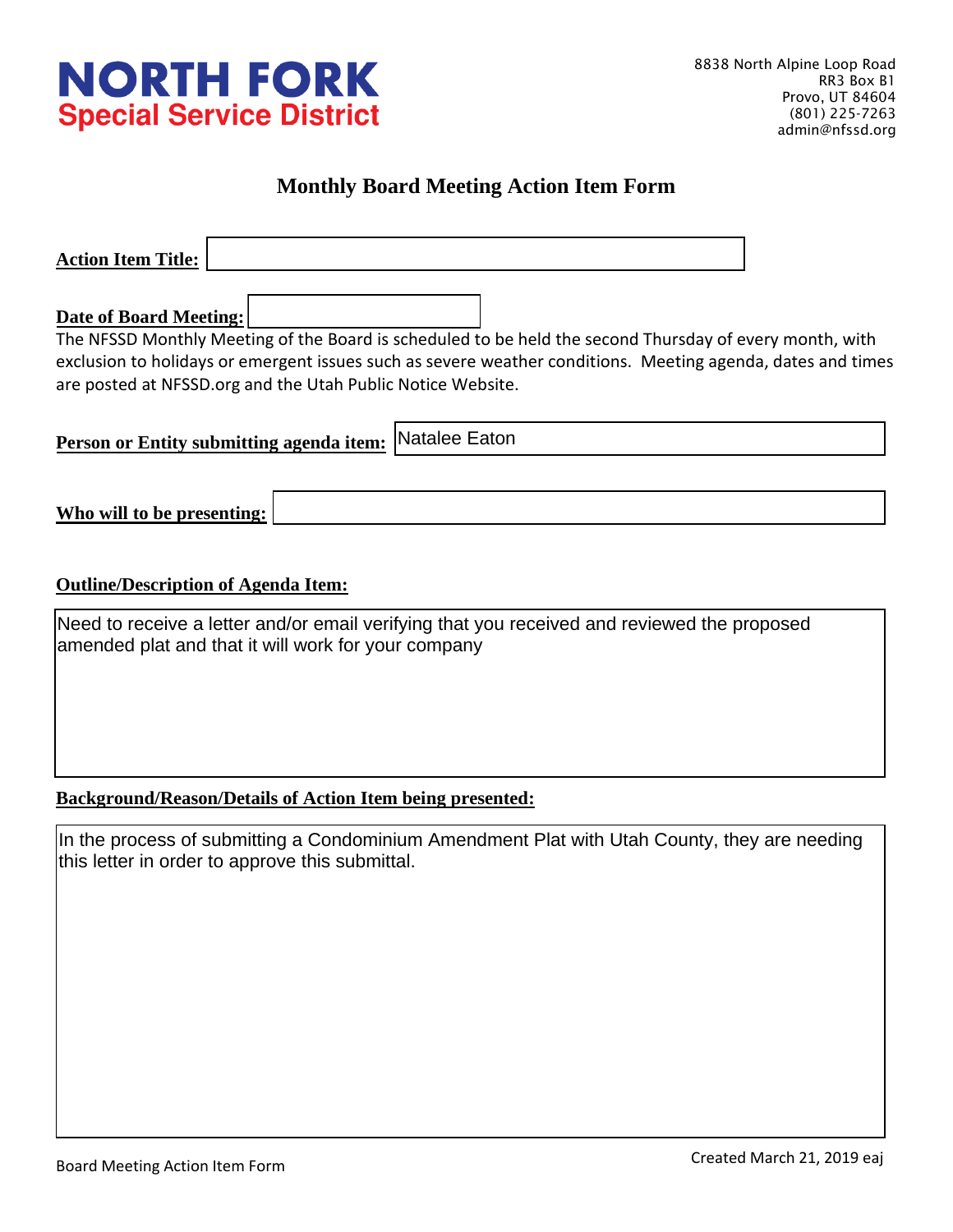# NORTH FORK
## Special Service District

8838 North Alpine Loop Road
RR3 Box B1
Provo, UT 84604
(801) 225-7263
admin@nfssd.org

## Monthly Board Meeting Action Item Form

**Action Item Title:**

**Date of Board Meeting:**

The NFSSD Monthly Meeting of the Board is scheduled to be held the second Thursday of every month, with exclusion to holidays or emergent issues such as severe weather conditions. Meeting agenda, dates and times are posted at NFSSD.org and the Utah Public Notice Website.

**Person or Entity submitting agenda item:** Natalee Eaton

**Who will to be presenting:**

**Outline/Description of Agenda Item:**

Need to receive a letter and/or email verifying that you received and reviewed the proposed amended plat and that it will work for your company

**Background/Reason/Details of Action Item being presented:**

In the process of submitting a Condominium Amendment Plat with Utah County, they are needing this letter in order to approve this submittal.

Board Meeting Action Item Form

Created March 21, 2019 eaj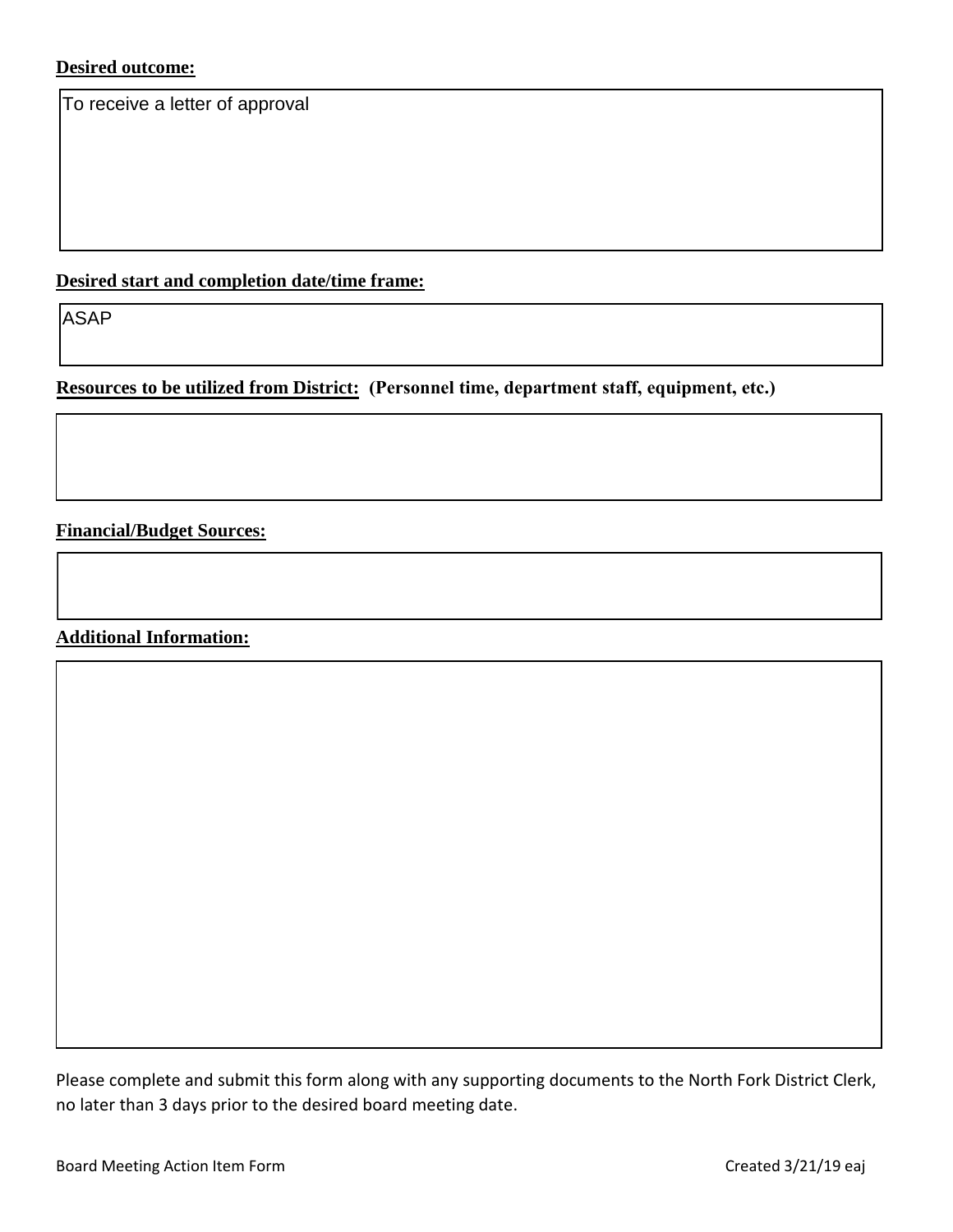**Desired outcome:**

To receive a letter of approval

**Desired start and completion date/time frame:**

ASAP

**Resources to be utilized from District:** **(Personnel time, department staff, equipment, etc.)**

**Financial/Budget Sources:**

**Additional Information:**

Please complete and submit this form along with any supporting documents to the North Fork District Clerk, no later than 3 days prior to the desired board meeting date.